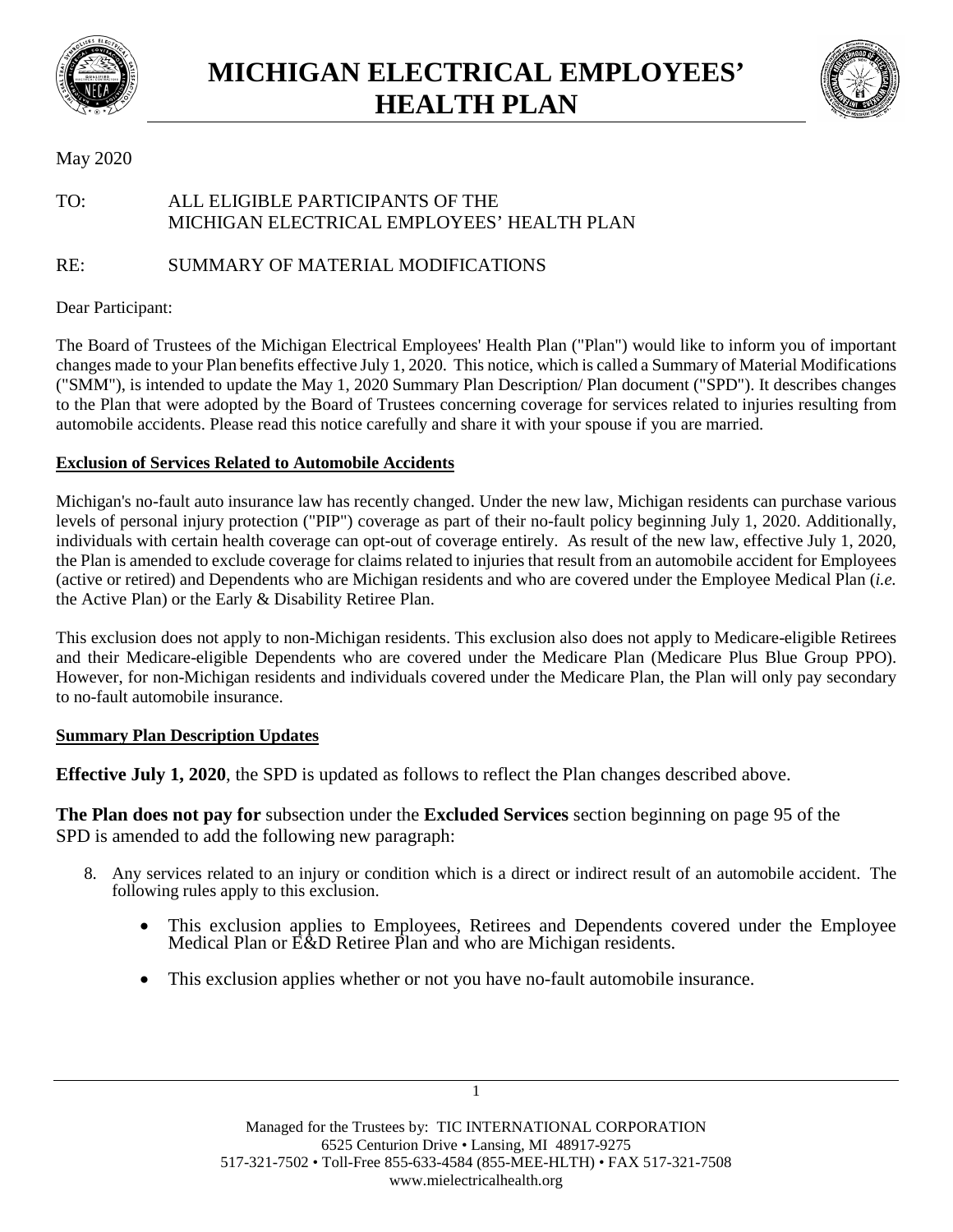# MICHIGAN ELECTRICAL EMPLOYEES' HEALTH PLAN

May 2020

TO: ALL ELIGIBLE PARTICIPANTS OF THE MICHIGAN ELECTRICAL EMPLOYEES' HEALTH PLAN

RE: SUMMARY OF MATERIAL MODIFICATIONS

Dear Participant:

The Board of Trustees of the Michigan Electrical Employees' Health Plan ("Plan") would like to inform you of important changes made to your Plan benefits effective July 1, 2020. This notice, which is called a Summary of Material Modifications ("SMM"), is intended to update the May 1, 2020 Summary Plan Description/ Plan document ("SPD"). It describes changes to the Plan that were adopted by the Board of Trustees concerning coverage for services related to injuries resulting from automobile accidents. Please read this notice carefully and share it with your spouse if you are married.

**Exclusion of Services Related to Automobile Accidents**

Michigan's no-fault auto insurance law has recently changed. Under the new law, Michigan residents can purchase various levels of personal injury protection ("PIP") coverage as part of their no-fault policy beginning July 1, 2020. Additionally, individuals with certain health coverage can opt-out of coverage entirely. As result of the new law, effective July 1, 2020, the Plan is amended to exclude coverage for claims related to injuries that result from an automobile accident for Employees (active or retired) and Dependents who are Michigan residents and who are covered under the Employee Medical Plan (*i.e.* the Active Plan) or the Early & Disability Retiree Plan.

This exclusion does not apply to non-Michigan residents. This exclusion also does not apply to Medicare-eligible Retirees and their Medicare-eligible Dependents who are covered under the Medicare Plan (Medicare Plus Blue Group PPO). However, for non-Michigan residents and individuals covered under the Medicare Plan, the Plan will only pay secondary to no-fault automobile insurance.

**Summary Plan Description Updates**

**Effective July 1, 2020**, the SPD is updated as follows to reflect the Plan changes described above.

**The Plan does not pay for** subsection under the **Excluded Services** section beginning on page 95 of the SPD is amended to add the following new paragraph:

8. Any services related to an injury or condition which is a direct or indirect result of an automobile accident. The following rules apply to this exclusion.

    - This exclusion applies to Employees, Retirees and Dependents covered under the Employee Medical Plan or E&D Retiree Plan and who are Michigan residents.
    - This exclusion applies whether or not you have no-fault automobile insurance.

Managed for the Trustees by: TIC INTERNATIONAL CORPORATION
6525 Centurion Drive • Lansing, MI 48917-9275
517-321-7502 • Toll-Free 855-633-4584 (855-MEE-HLTH) • FAX 517-321-7508
www.mielectricalhealth.org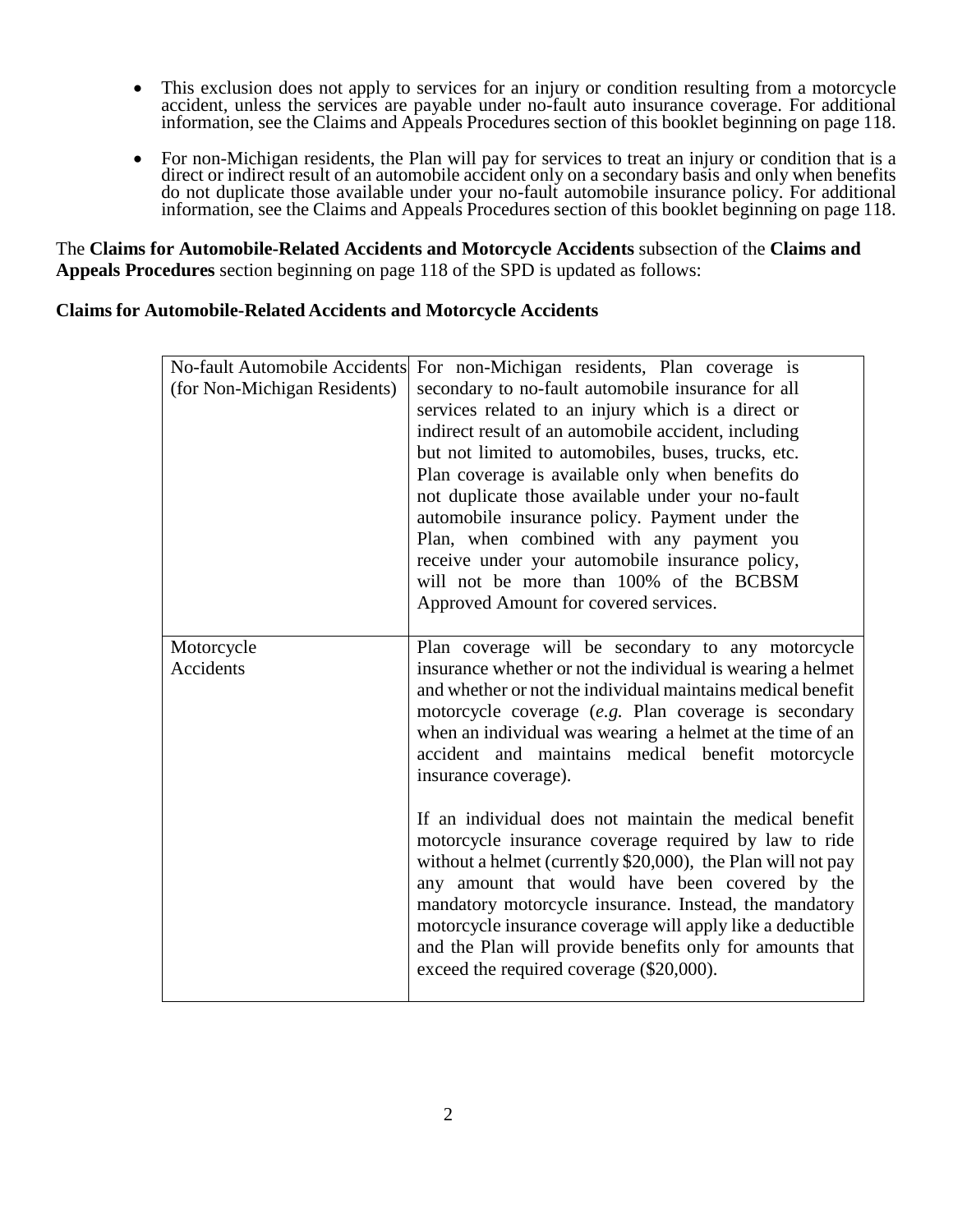- This exclusion does not apply to services for an injury or condition resulting from a motorcycle accident, unless the services are payable under no-fault auto insurance coverage. For additional information, see the Claims and Appeals Procedures section of this booklet beginning on page 118.
- For non-Michigan residents, the Plan will pay for services to treat an injury or condition that is a direct or indirect result of an automobile accident only on a secondary basis and only when benefits do not duplicate those available under your no-fault automobile insurance policy. For additional information, see the Claims and Appeals Procedures section of this booklet beginning on page 118.

The **Claims for Automobile-Related Accidents and Motorcycle Accidents** subsection of the **Claims and Appeals Procedures** section beginning on page 118 of the SPD is updated as follows:

**Claims for Automobile-Related Accidents and Motorcycle Accidents**

| | |
|---|---|
| No-fault Automobile Accidents (for Non-Michigan Residents) | For non-Michigan residents, Plan coverage is secondary to no-fault automobile insurance for all services related to an injury which is a direct or indirect result of an automobile accident, including but not limited to automobiles, buses, trucks, etc. Plan coverage is available only when benefits do not duplicate those available under your no-fault automobile insurance policy. Payment under the Plan, when combined with any payment you receive under your automobile insurance policy, will not be more than 100% of the BCBSM Approved Amount for covered services. |
| Motorcycle Accidents | Plan coverage will be secondary to any motorcycle insurance whether or not the individual is wearing a helmet and whether or not the individual maintains medical benefit motorcycle coverage (*e.g.* Plan coverage is secondary when an individual was wearing a helmet at the time of an accident and maintains medical benefit motorcycle insurance coverage).<br><br>If an individual does not maintain the medical benefit motorcycle insurance coverage required by law to ride without a helmet (currently $20,000), the Plan will not pay any amount that would have been covered by the mandatory motorcycle insurance. Instead, the mandatory motorcycle insurance coverage will apply like a deductible and the Plan will provide benefits only for amounts that exceed the required coverage ($20,000). |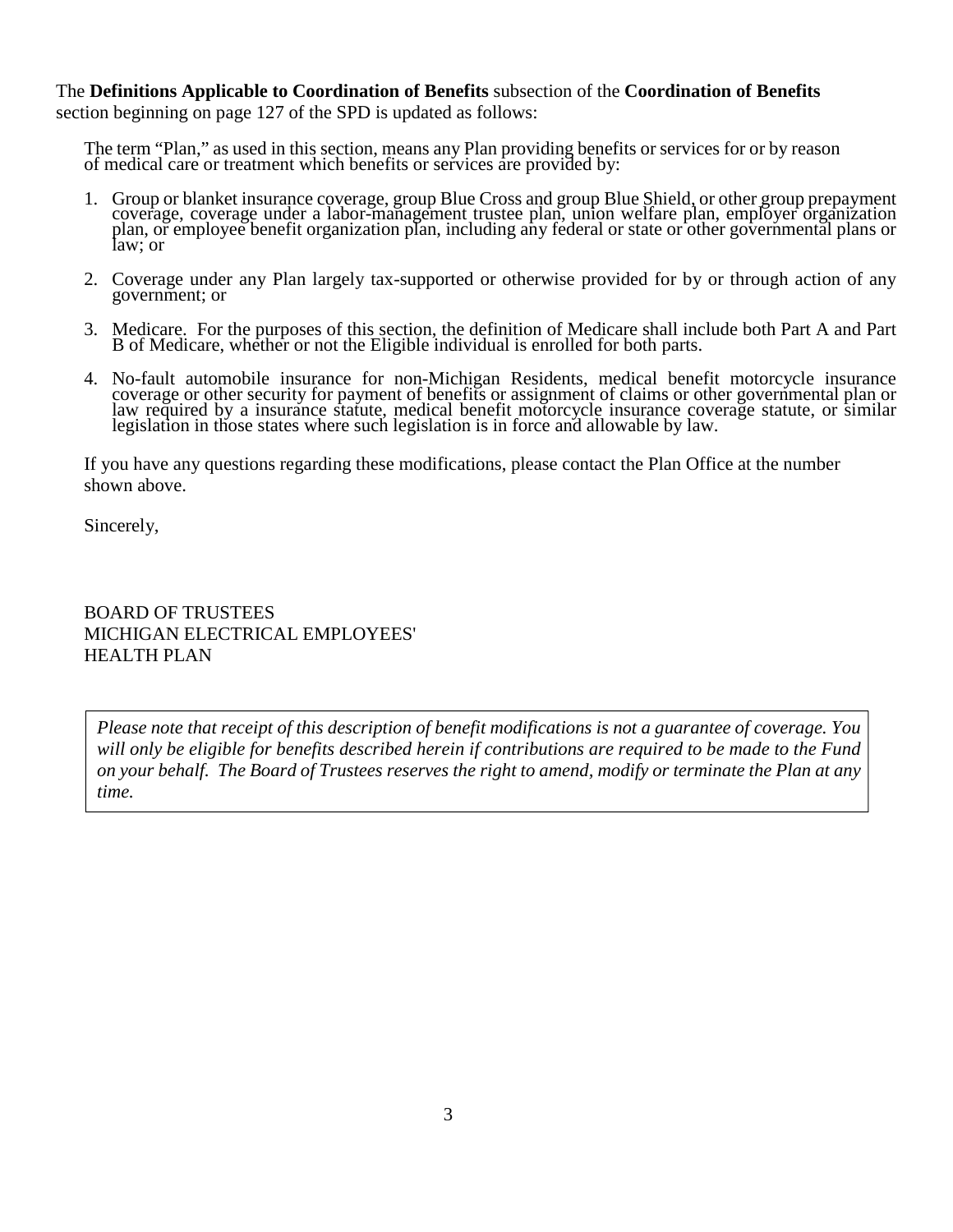The **Definitions Applicable to Coordination of Benefits** subsection of the **Coordination of Benefits** section beginning on page 127 of the SPD is updated as follows:

The term "Plan," as used in this section, means any Plan providing benefits or services for or by reason of medical care or treatment which benefits or services are provided by:

1. Group or blanket insurance coverage, group Blue Cross and group Blue Shield, or other group prepayment coverage, coverage under a labor-management trustee plan, union welfare plan, employer organization plan, or employee benefit organization plan, including any federal or state or other governmental plans or law; or

2. Coverage under any Plan largely tax-supported or otherwise provided for by or through action of any government; or

3. Medicare. For the purposes of this section, the definition of Medicare shall include both Part A and Part B of Medicare, whether or not the Eligible individual is enrolled for both parts.

4. No-fault automobile insurance for non-Michigan Residents, medical benefit motorcycle insurance coverage or other security for payment of benefits or assignment of claims or other governmental plan or law required by a insurance statute, medical benefit motorcycle insurance coverage statute, or similar legislation in those states where such legislation is in force and allowable by law.

If you have any questions regarding these modifications, please contact the Plan Office at the number shown above.

Sincerely,

BOARD OF TRUSTEES
MICHIGAN ELECTRICAL EMPLOYEES'
HEALTH PLAN

*Please note that receipt of this description of benefit modifications is not a guarantee of coverage. You will only be eligible for benefits described herein if contributions are required to be made to the Fund on your behalf. The Board of Trustees reserves the right to amend, modify or terminate the Plan at any time.*